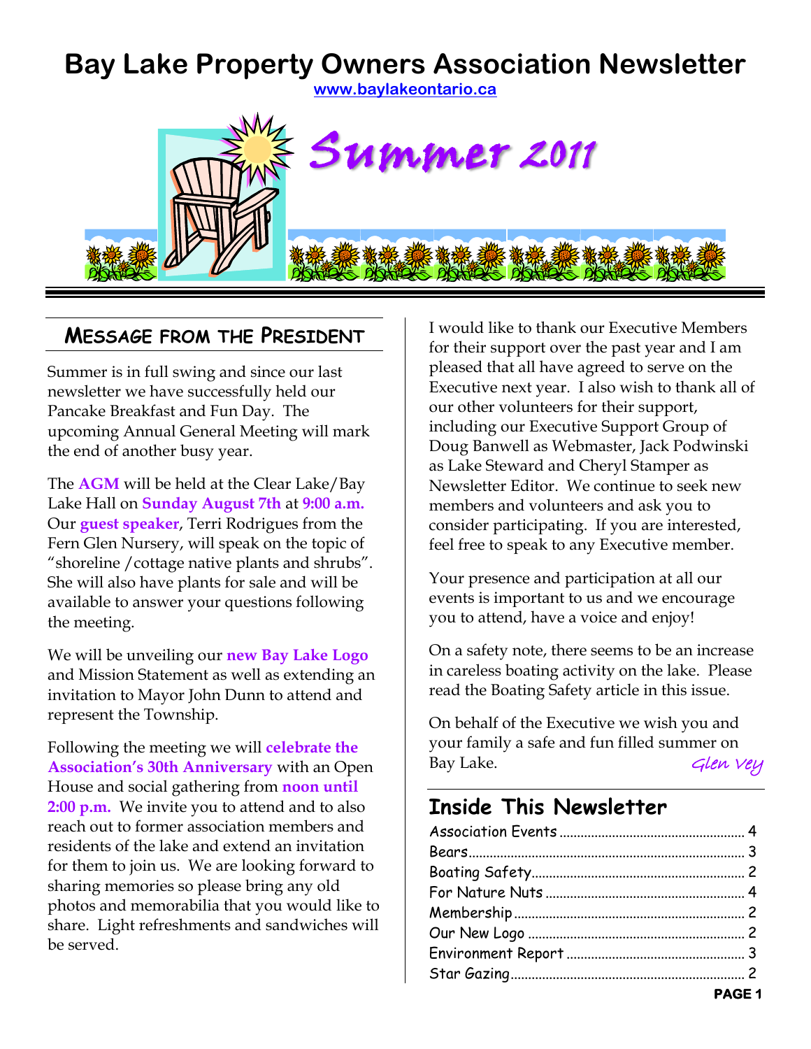# Bay Lake Property Owners Association Newsletter

www.baylakeontario.ca

## Summer 2011

## MESSAGE FROM THE PRESIDENT

Summer is in full swing and since our last newsletter we have successfully held our Pancake Breakfast and Fun Day. The upcoming Annual General Meeting will mark the end of another busy year.

The **AGM** will be held at the Clear Lake/Bay Lake Hall on **Sunday August 7th** at **9:00 a.m.** Our **guest speaker**, Terri Rodrigues from the Fern Glen Nursery, will speak on the topic of "shoreline /cottage native plants and shrubs". She will also have plants for sale and will be available to answer your questions following the meeting.

We will be unveiling our **new Bay Lake Logo** and Mission Statement as well as extending an invitation to Mayor John Dunn to attend and represent the Township.

Following the meeting we will **celebrate the Association's 30th Anniversary** with an Open House and social gathering from **noon until 2:00 p.m.** We invite you to attend and to also reach out to former association members and residents of the lake and extend an invitation for them to join us. We are looking forward to sharing memories so please bring any old photos and memorabilia that you would like to share. Light refreshments and sandwiches will be served.

I would like to thank our Executive Members for their support over the past year and I am pleased that all have agreed to serve on the Executive next year. I also wish to thank all of our other volunteers for their support, including our Executive Support Group of Doug Banwell as Webmaster, Jack Podwinski as Lake Steward and Cheryl Stamper as Newsletter Editor. We continue to seek new members and volunteers and ask you to consider participating. If you are interested, feel free to speak to any Executive member.

Your presence and participation at all our events is important to us and we encourage you to attend, have a voice and enjoy!

On a safety note, there seems to be an increase in careless boating activity on the lake. Please read the Boating Safety article in this issue.

On behalf of the Executive we wish you and your family a safe and fun filled summer on Bay Lake.

*Glen Vey*

## Inside This Newsletter

| | |
|---|---|
| Association Events | 4 |
| Bears | 3 |
| Boating Safety | 2 |
| For Nature Nuts | 4 |
| Membership | 2 |
| Our New Logo | 2 |
| Environment Report | 3 |
| Star Gazing | 2 |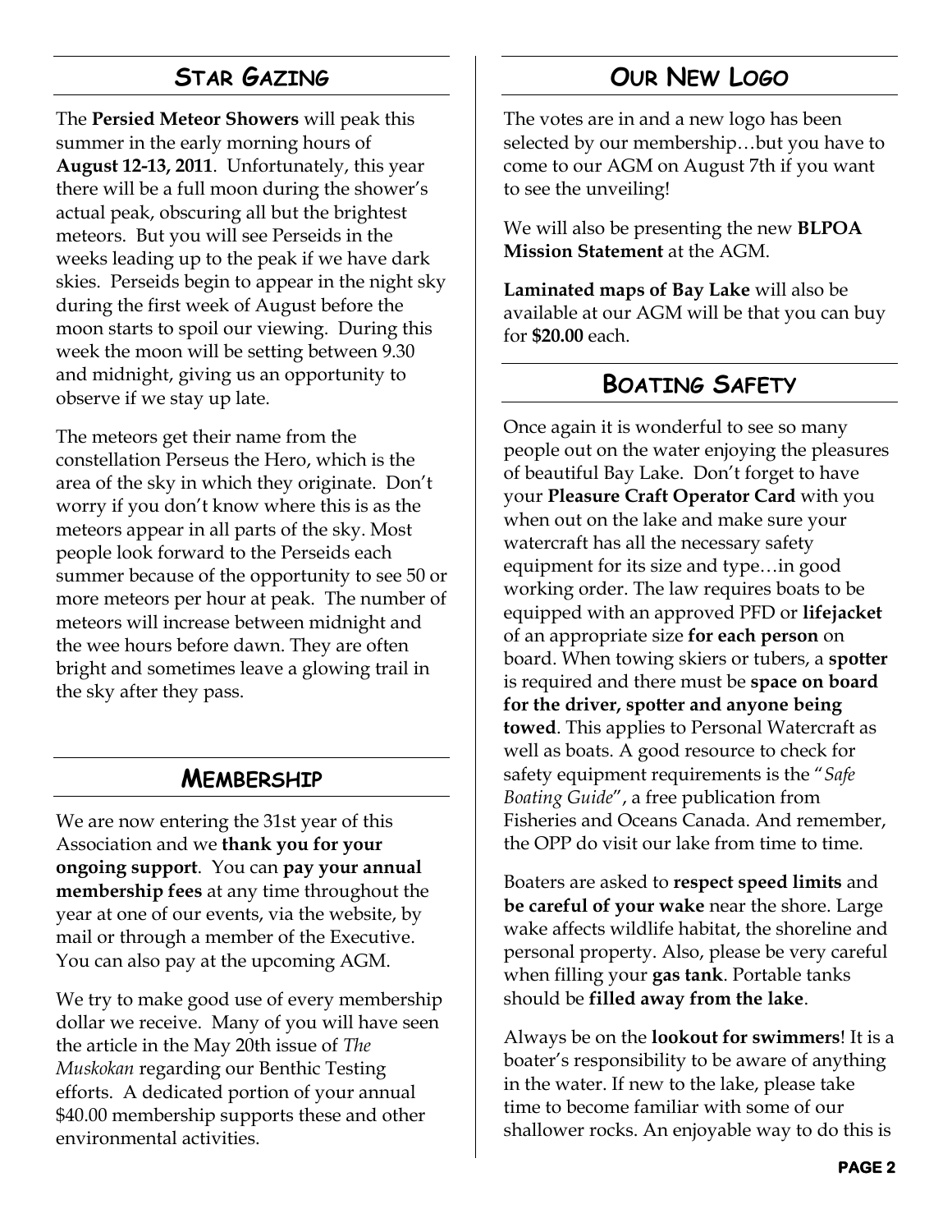## STAR GAZING

The **Persied Meteor Showers** will peak this summer in the early morning hours of **August 12-13, 2011**. Unfortunately, this year there will be a full moon during the shower's actual peak, obscuring all but the brightest meteors. But you will see Perseids in the weeks leading up to the peak if we have dark skies. Perseids begin to appear in the night sky during the first week of August before the moon starts to spoil our viewing. During this week the moon will be setting between 9.30 and midnight, giving us an opportunity to observe if we stay up late.

The meteors get their name from the constellation Perseus the Hero, which is the area of the sky in which they originate. Don't worry if you don't know where this is as the meteors appear in all parts of the sky. Most people look forward to the Perseids each summer because of the opportunity to see 50 or more meteors per hour at peak. The number of meteors will increase between midnight and the wee hours before dawn. They are often bright and sometimes leave a glowing trail in the sky after they pass.

## MEMBERSHIP

We are now entering the 31st year of this Association and we **thank you for your ongoing support**. You can **pay your annual membership fees** at any time throughout the year at one of our events, via the website, by mail or through a member of the Executive. You can also pay at the upcoming AGM.

We try to make good use of every membership dollar we receive. Many of you will have seen the article in the May 20th issue of *The Muskokan* regarding our Benthic Testing efforts. A dedicated portion of your annual $40.00 membership supports these and other environmental activities.

## OUR NEW LOGO

The votes are in and a new logo has been selected by our membership…but you have to come to our AGM on August 7th if you want to see the unveiling!

We will also be presenting the new **BLPOA Mission Statement** at the AGM.

**Laminated maps of Bay Lake** will also be available at our AGM will be that you can buy for **$20.00** each.

## BOATING SAFETY

Once again it is wonderful to see so many people out on the water enjoying the pleasures of beautiful Bay Lake. Don't forget to have your **Pleasure Craft Operator Card** with you when out on the lake and make sure your watercraft has all the necessary safety equipment for its size and type…in good working order. The law requires boats to be equipped with an approved PFD or **lifejacket** of an appropriate size **for each person** on board. When towing skiers or tubers, a **spotter** is required and there must be **space on board for the driver, spotter and anyone being towed**. This applies to Personal Watercraft as well as boats. A good resource to check for safety equipment requirements is the "*Safe Boating Guide*", a free publication from Fisheries and Oceans Canada. And remember, the OPP do visit our lake from time to time.

Boaters are asked to **respect speed limits** and **be careful of your wake** near the shore. Large wake affects wildlife habitat, the shoreline and personal property. Also, please be very careful when filling your **gas tank**. Portable tanks should be **filled away from the lake**.

Always be on the **lookout for swimmers**! It is a boater's responsibility to be aware of anything in the water. If new to the lake, please take time to become familiar with some of our shallower rocks. An enjoyable way to do this is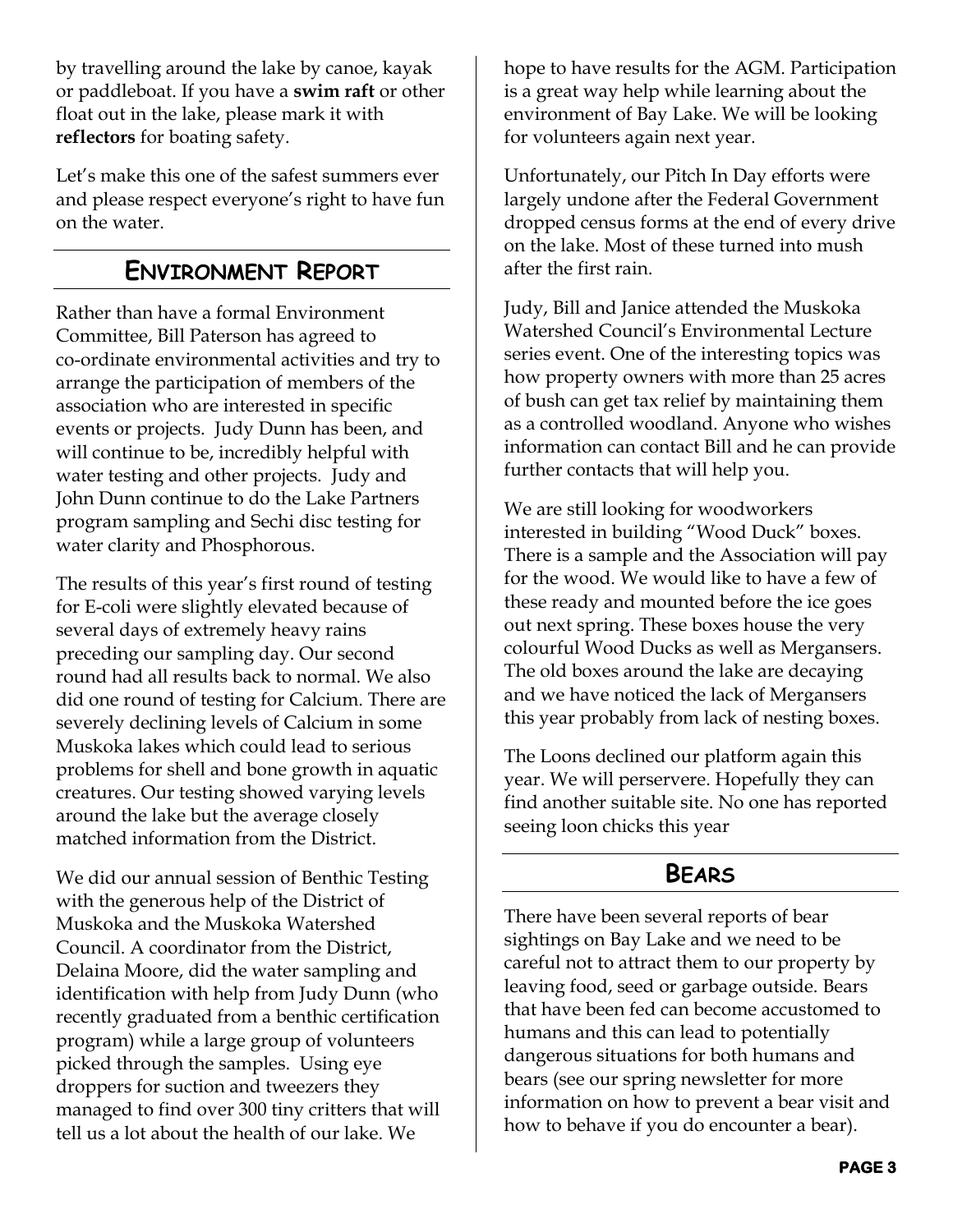by travelling around the lake by canoe, kayak or paddleboat. If you have a **swim raft** or other float out in the lake, please mark it with **reflectors** for boating safety.

Let's make this one of the safest summers ever and please respect everyone's right to have fun on the water.

## Environment Report

Rather than have a formal Environment Committee, Bill Paterson has agreed to co-ordinate environmental activities and try to arrange the participation of members of the association who are interested in specific events or projects. Judy Dunn has been, and will continue to be, incredibly helpful with water testing and other projects. Judy and John Dunn continue to do the Lake Partners program sampling and Sechi disc testing for water clarity and Phosphorous.

The results of this year's first round of testing for E-coli were slightly elevated because of several days of extremely heavy rains preceding our sampling day. Our second round had all results back to normal. We also did one round of testing for Calcium. There are severely declining levels of Calcium in some Muskoka lakes which could lead to serious problems for shell and bone growth in aquatic creatures. Our testing showed varying levels around the lake but the average closely matched information from the District.

We did our annual session of Benthic Testing with the generous help of the District of Muskoka and the Muskoka Watershed Council. A coordinator from the District, Delaina Moore, did the water sampling and identification with help from Judy Dunn (who recently graduated from a benthic certification program) while a large group of volunteers picked through the samples. Using eye droppers for suction and tweezers they managed to find over 300 tiny critters that will tell us a lot about the health of our lake. We hope to have results for the AGM. Participation is a great way help while learning about the environment of Bay Lake. We will be looking for volunteers again next year.

Unfortunately, our Pitch In Day efforts were largely undone after the Federal Government dropped census forms at the end of every drive on the lake. Most of these turned into mush after the first rain.

Judy, Bill and Janice attended the Muskoka Watershed Council's Environmental Lecture series event. One of the interesting topics was how property owners with more than 25 acres of bush can get tax relief by maintaining them as a controlled woodland. Anyone who wishes information can contact Bill and he can provide further contacts that will help you.

We are still looking for woodworkers interested in building "Wood Duck" boxes. There is a sample and the Association will pay for the wood. We would like to have a few of these ready and mounted before the ice goes out next spring. These boxes house the very colourful Wood Ducks as well as Mergansers. The old boxes around the lake are decaying and we have noticed the lack of Mergansers this year probably from lack of nesting boxes.

The Loons declined our platform again this year. We will perservere. Hopefully they can find another suitable site. No one has reported seeing loon chicks this year

## Bears

There have been several reports of bear sightings on Bay Lake and we need to be careful not to attract them to our property by leaving food, seed or garbage outside. Bears that have been fed can become accustomed to humans and this can lead to potentially dangerous situations for both humans and bears (see our spring newsletter for more information on how to prevent a bear visit and how to behave if you do encounter a bear).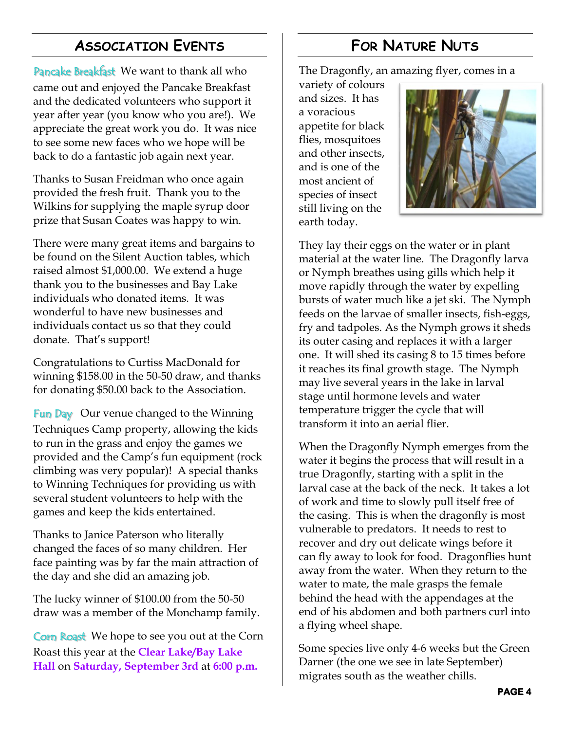## Association Events

**Pancake Breakfast** We want to thank all who came out and enjoyed the Pancake Breakfast and the dedicated volunteers who support it year after year (you know who you are!). We appreciate the great work you do. It was nice to see some new faces who we hope will be back to do a fantastic job again next year.

Thanks to Susan Freidman who once again provided the fresh fruit. Thank you to the Wilkins for supplying the maple syrup door prize that Susan Coates was happy to win.

There were many great items and bargains to be found on the Silent Auction tables, which raised almost $1,000.00. We extend a huge thank you to the businesses and Bay Lake individuals who donated items. It was wonderful to have new businesses and individuals contact us so that they could donate. That's support!

Congratulations to Curtiss MacDonald for winning $158.00 in the 50-50 draw, and thanks for donating $50.00 back to the Association.

**Fun Day** Our venue changed to the Winning Techniques Camp property, allowing the kids to run in the grass and enjoy the games we provided and the Camp's fun equipment (rock climbing was very popular)! A special thanks to Winning Techniques for providing us with several student volunteers to help with the games and keep the kids entertained.

Thanks to Janice Paterson who literally changed the faces of so many children. Her face painting was by far the main attraction of the day and she did an amazing job.

The lucky winner of $100.00 from the 50-50 draw was a member of the Monchamp family.

**Corn Roast** We hope to see you out at the Corn Roast this year at the **Clear Lake/Bay Lake Hall** on **Saturday, September 3rd** at **6:00 p.m.**

## For Nature Nuts

The Dragonfly, an amazing flyer, comes in a variety of colours and sizes. It has a voracious appetite for black flies, mosquitoes and other insects, and is one of the most ancient of species of insect still living on the earth today.

They lay their eggs on the water or in plant material at the water line. The Dragonfly larva or Nymph breathes using gills which help it move rapidly through the water by expelling bursts of water much like a jet ski. The Nymph feeds on the larvae of smaller insects, fish-eggs, fry and tadpoles. As the Nymph grows it sheds its outer casing and replaces it with a larger one. It will shed its casing 8 to 15 times before it reaches its final growth stage. The Nymph may live several years in the lake in larval stage until hormone levels and water temperature trigger the cycle that will transform it into an aerial flier.

When the Dragonfly Nymph emerges from the water it begins the process that will result in a true Dragonfly, starting with a split in the larval case at the back of the neck. It takes a lot of work and time to slowly pull itself free of the casing. This is when the dragonfly is most vulnerable to predators. It needs to rest to recover and dry out delicate wings before it can fly away to look for food. Dragonflies hunt away from the water. When they return to the water to mate, the male grasps the female behind the head with the appendages at the end of his abdomen and both partners curl into a flying wheel shape.

Some species live only 4-6 weeks but the Green Darner (the one we see in late September) migrates south as the weather chills.